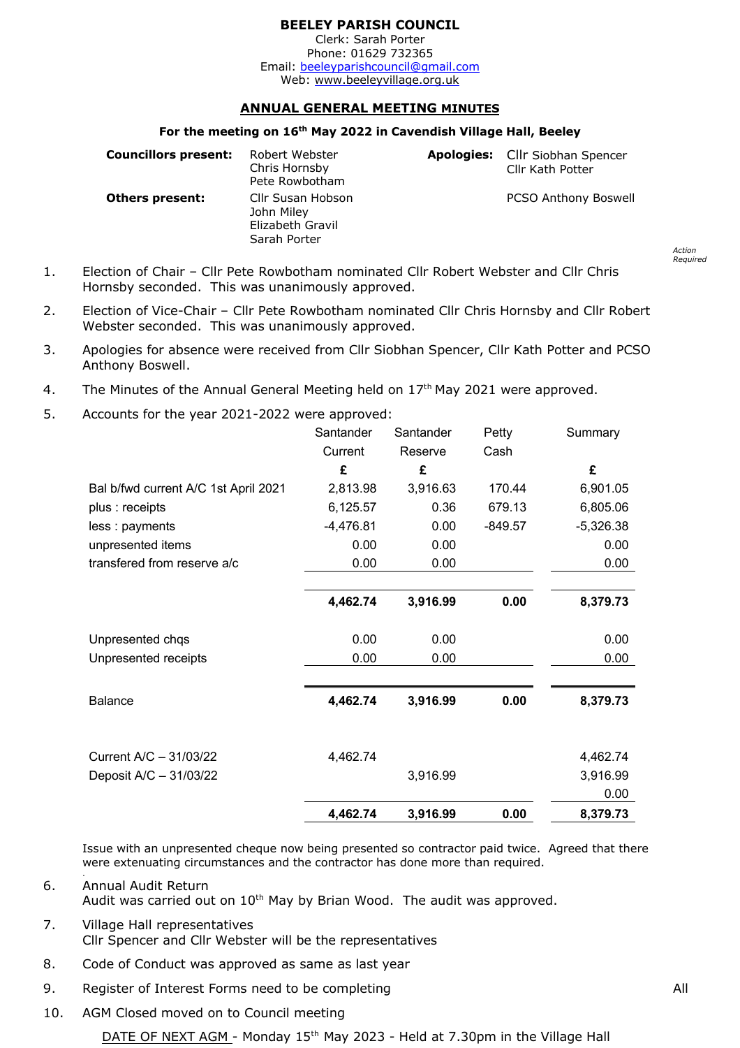**BEELEY PARISH COUNCIL**
Clerk: Sarah Porter
Phone: 01629 732365
Email: beeleyparishcouncil@gmail.com
Web: www.beeleyvillage.org.uk

## ANNUAL GENERAL MEETING MINUTES

**For the meeting on 16th May 2022 in Cavendish Village Hall, Beeley**

**Councillors present:** Robert Webster, Chris Hornsby, Pete Rowbotham

**Apologies:** Cllr Siobhan Spencer, Cllr Kath Potter, PCSO Anthony Boswell

**Others present:** Cllr Susan Hobson, John Miley, Elizabeth Gravil, Sarah Porter

*Action Required*

1. Election of Chair – Cllr Pete Rowbotham nominated Cllr Robert Webster and Cllr Chris Hornsby seconded. This was unanimously approved.

2. Election of Vice-Chair – Cllr Pete Rowbotham nominated Cllr Chris Hornsby and Cllr Robert Webster seconded. This was unanimously approved.

3. Apologies for absence were received from Cllr Siobhan Spencer, Cllr Kath Potter and PCSO Anthony Boswell.

4. The Minutes of the Annual General Meeting held on 17th May 2021 were approved.

5. Accounts for the year 2021-2022 were approved:

| | Santander Current £ | Santander Reserve £ | Petty Cash | Summary £ |
|---|---|---|---|---|
| Bal b/fwd current A/C 1st April 2021 | 2,813.98 | 3,916.63 | 170.44 | 6,901.05 |
| plus : receipts | 6,125.57 | 0.36 | 679.13 | 6,805.06 |
| less : payments | -4,476.81 | 0.00 | -849.57 | -5,326.38 |
| unpresented items | 0.00 | 0.00 | | 0.00 |
| transfered from reserve a/c | 0.00 | 0.00 | | 0.00 |
| | **4,462.74** | **3,916.99** | **0.00** | **8,379.73** |
| Unpresented chqs | 0.00 | 0.00 | | 0.00 |
| Unpresented receipts | 0.00 | 0.00 | | 0.00 |
| Balance | **4,462.74** | **3,916.99** | **0.00** | **8,379.73** |
| Current A/C – 31/03/22 | 4,462.74 | | | 4,462.74 |
| Deposit A/C – 31/03/22 | | 3,916.99 | | 3,916.99 |
| | | | | 0.00 |
| | **4,462.74** | **3,916.99** | **0.00** | **8,379.73** |

Issue with an unpresented cheque now being presented so contractor paid twice. Agreed that there were extenuating circumstances and the contractor has done more than required.

6. Annual Audit Return
Audit was carried out on 10th May by Brian Wood. The audit was approved.

7. Village Hall representatives
Cllr Spencer and Cllr Webster will be the representatives

8. Code of Conduct was approved as same as last year

9. Register of Interest Forms need to be completing — **All**

10. AGM Closed moved on to Council meeting

DATE OF NEXT AGM - Monday 15th May 2023 - Held at 7.30pm in the Village Hall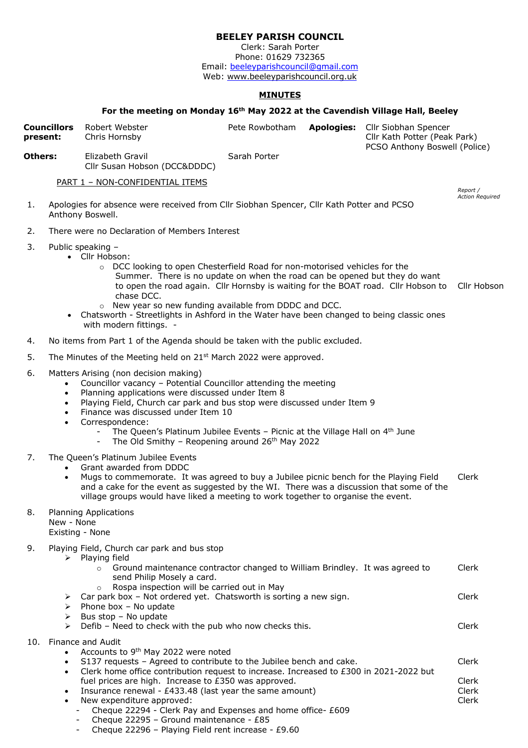# BEELEY PARISH COUNCIL

Clerk: Sarah Porter
Phone: 01629 732365
Email: beeleyparishcouncil@gmail.com
Web: www.beeleyparishcouncil.org.uk

## MINUTES

**For the meeting on Monday 16th May 2022 at the Cavendish Village Hall, Beeley**

| | | | | |
|---|---|---|---|---|
| **Councillors present:** | Robert Webster<br>Chris Hornsby | Pete Rowbotham | **Apologies:** | Cllr Siobhan Spencer<br>Cllr Kath Potter (Peak Park)<br>PCSO Anthony Boswell (Police) |
| **Others:** | Elizabeth Gravil<br>Cllr Susan Hobson (DCC&DDDC) | Sarah Porter | | |

PART 1 – NON-CONFIDENTIAL ITEMS

*Report / Action Required*

1. Apologies for absence were received from Cllr Siobhan Spencer, Cllr Kath Potter and PCSO Anthony Boswell.

2. There were no Declaration of Members Interest

3. Public speaking –
   - Cllr Hobson:
     - DCC looking to open Chesterfield Road for non-motorised vehicles for the Summer. There is no update on when the road can be opened but they do want to open the road again. Cllr Hornsby is waiting for the BOAT road. Cllr Hobson to chase DCC. — **Cllr Hobson**
     - New year so new funding available from DDDC and DCC.
   - Chatsworth - Streetlights in Ashford in the Water have been changed to being classic ones with modern fittings. -

4. No items from Part 1 of the Agenda should be taken with the public excluded.

5. The Minutes of the Meeting held on 21st March 2022 were approved.

6. Matters Arising (non decision making)
   - Councillor vacancy – Potential Councillor attending the meeting
   - Planning applications were discussed under Item 8
   - Playing Field, Church car park and bus stop were discussed under Item 9
   - Finance was discussed under Item 10
   - Correspondence:
     - The Queen's Platinum Jubilee Events – Picnic at the Village Hall on 4th June
     - The Old Smithy – Reopening around 26th May 2022

7. The Queen's Platinum Jubilee Events
   - Grant awarded from DDDC
   - Mugs to commemorate. It was agreed to buy a Jubilee picnic bench for the Playing Field and a cake for the event as suggested by the WI. There was a discussion that some of the village groups would have liked a meeting to work together to organise the event. — **Clerk**

8. Planning Applications
   New - None
   Existing - None

9. Playing Field, Church car park and bus stop
   - Playing field
     - Ground maintenance contractor changed to William Brindley. It was agreed to send Philip Mosely a card. — **Clerk**
     - Rospa inspection will be carried out in May
   - Car park box – Not ordered yet. Chatsworth is sorting a new sign. — **Clerk**
   - Phone box – No update
   - Bus stop – No update
   - Defib – Need to check with the pub who now checks this. — **Clerk**

10. Finance and Audit
    - Accounts to 9th May 2022 were noted
    - S137 requests – Agreed to contribute to the Jubilee bench and cake. — **Clerk**
    - Clerk home office contribution request to increase. Increased to £300 in 2021-2022 but fuel prices are high. Increase to £350 was approved. — **Clerk**
    - Insurance renewal - £433.48 (last year the same amount) — **Clerk**
    - New expenditure approved: — **Clerk**
      - Cheque 22294 - Clerk Pay and Expenses and home office- £609
      - Cheque 22295 – Ground maintenance - £85
      - Cheque 22296 – Playing Field rent increase - £9.60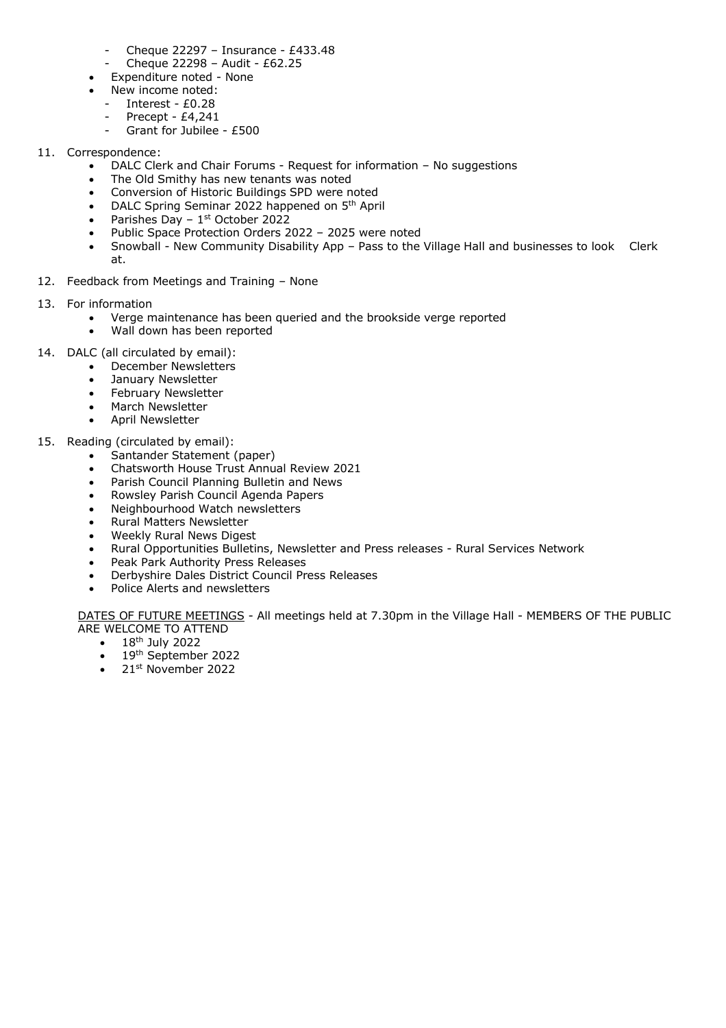- Cheque 22297 – Insurance - £433.48
- Cheque 22298 – Audit - £62.25
- Expenditure noted - None
- New income noted:
  - Interest - £0.28
  - Precept - £4,241
  - Grant for Jubilee - £500

11. Correspondence:
    - DALC Clerk and Chair Forums - Request for information – No suggestions
    - The Old Smithy has new tenants was noted
    - Conversion of Historic Buildings SPD were noted
    - DALC Spring Seminar 2022 happened on 5th April
    - Parishes Day – 1st October 2022
    - Public Space Protection Orders 2022 – 2025 were noted
    - Snowball - New Community Disability App – Pass to the Village Hall and businesses to look at. Clerk

12. Feedback from Meetings and Training – None

13. For information
    - Verge maintenance has been queried and the brookside verge reported
    - Wall down has been reported

14. DALC (all circulated by email):
    - December Newsletters
    - January Newsletter
    - February Newsletter
    - March Newsletter
    - April Newsletter

15. Reading (circulated by email):
    - Santander Statement (paper)
    - Chatsworth House Trust Annual Review 2021
    - Parish Council Planning Bulletin and News
    - Rowsley Parish Council Agenda Papers
    - Neighbourhood Watch newsletters
    - Rural Matters Newsletter
    - Weekly Rural News Digest
    - Rural Opportunities Bulletins, Newsletter and Press releases - Rural Services Network
    - Peak Park Authority Press Releases
    - Derbyshire Dales District Council Press Releases
    - Police Alerts and newsletters

DATES OF FUTURE MEETINGS - All meetings held at 7.30pm in the Village Hall - MEMBERS OF THE PUBLIC ARE WELCOME TO ATTEND

- 18th July 2022
- 19th September 2022
- 21st November 2022